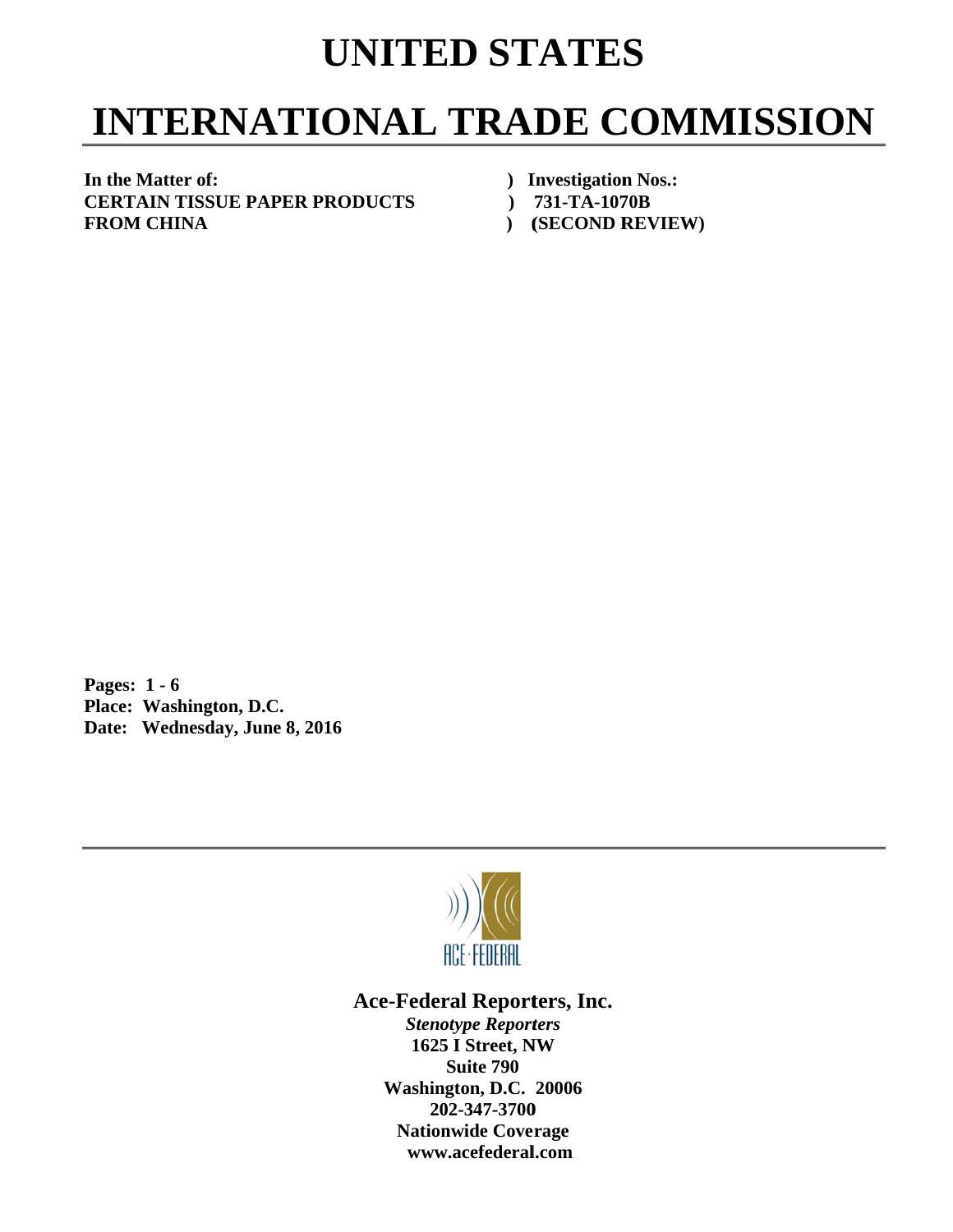# UNITED STATES

# INTERNATIONAL TRADE COMMISSION

**In the Matter of:** ) **Investigation Nos.:**
**CERTAIN TISSUE PAPER PRODUCTS** ) **731-TA-1070B**
**FROM CHINA** ) **(SECOND REVIEW)**

**Pages: 1 - 6**
**Place: Washington, D.C.**
**Date: Wednesday, June 8, 2016**

ACE·FEDERAL

**Ace-Federal Reporters, Inc.**
***Stenotype Reporters***
**1625 I Street, NW**
**Suite 790**
**Washington, D.C. 20006**
**202-347-3700**
**Nationwide Coverage**
**www.acefederal.com**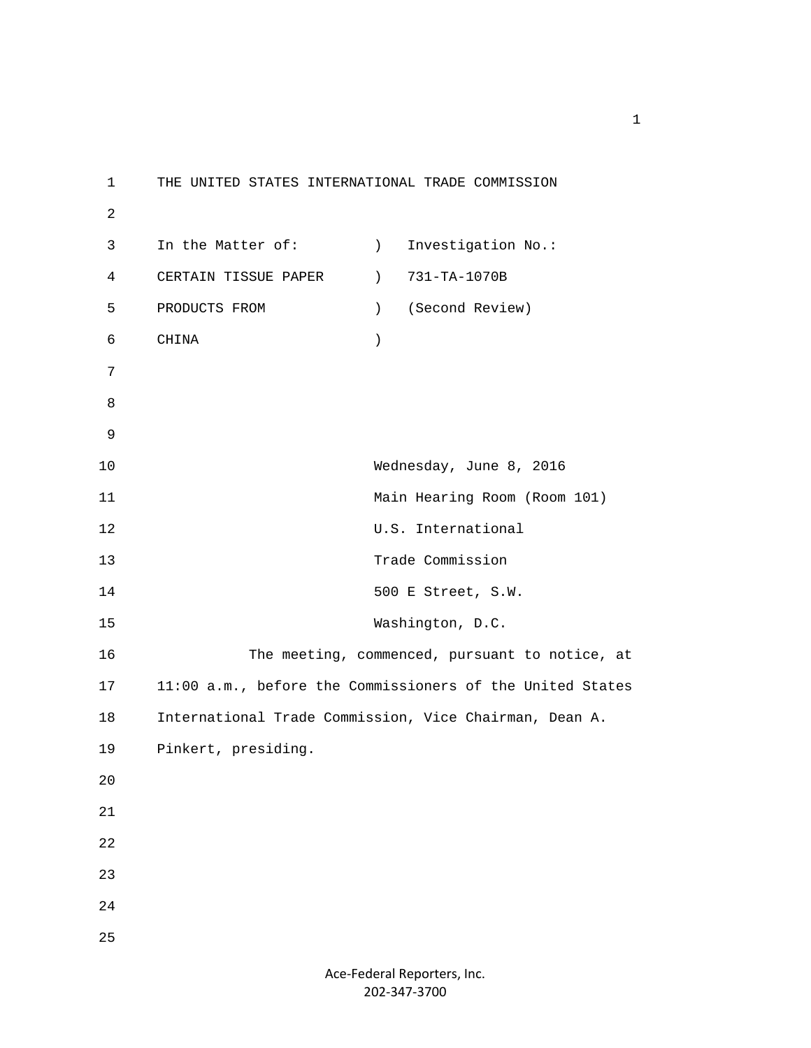THE UNITED STATES INTERNATIONAL TRADE COMMISSION

| In the Matter of: | ) | Investigation No.: |
| --- | --- | --- |
| CERTAIN TISSUE PAPER | ) | 731-TA-1070B |
| PRODUCTS FROM | ) | (Second Review) |
| CHINA | ) | |

Wednesday, June 8, 2016
Main Hearing Room (Room 101)
U.S. International
Trade Commission
500 E Street, S.W.
Washington, D.C.

The meeting, commenced, pursuant to notice, at 11:00 a.m., before the Commissioners of the United States International Trade Commission, Vice Chairman, Dean A. Pinkert, presiding.

Ace-Federal Reporters, Inc.
202-347-3700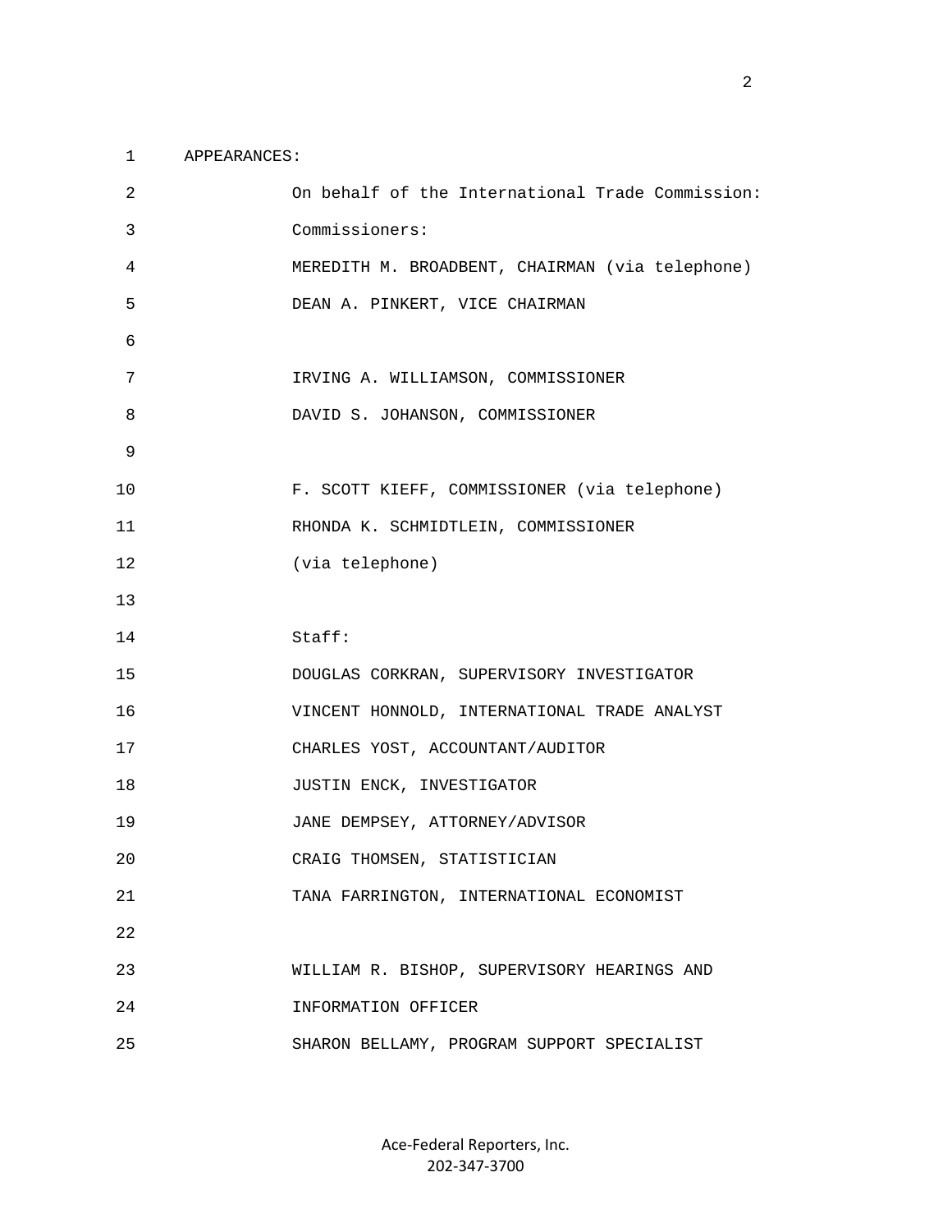APPEARANCES:

On behalf of the International Trade Commission:

Commissioners:

MEREDITH M. BROADBENT, CHAIRMAN (via telephone)

DEAN A. PINKERT, VICE CHAIRMAN

IRVING A. WILLIAMSON, COMMISSIONER

DAVID S. JOHANSON, COMMISSIONER

F. SCOTT KIEFF, COMMISSIONER (via telephone)

RHONDA K. SCHMIDTLEIN, COMMISSIONER (via telephone)

Staff:

DOUGLAS CORKRAN, SUPERVISORY INVESTIGATOR

VINCENT HONNOLD, INTERNATIONAL TRADE ANALYST

CHARLES YOST, ACCOUNTANT/AUDITOR

JUSTIN ENCK, INVESTIGATOR

JANE DEMPSEY, ATTORNEY/ADVISOR

CRAIG THOMSEN, STATISTICIAN

TANA FARRINGTON, INTERNATIONAL ECONOMIST

WILLIAM R. BISHOP, SUPERVISORY HEARINGS AND INFORMATION OFFICER

SHARON BELLAMY, PROGRAM SUPPORT SPECIALIST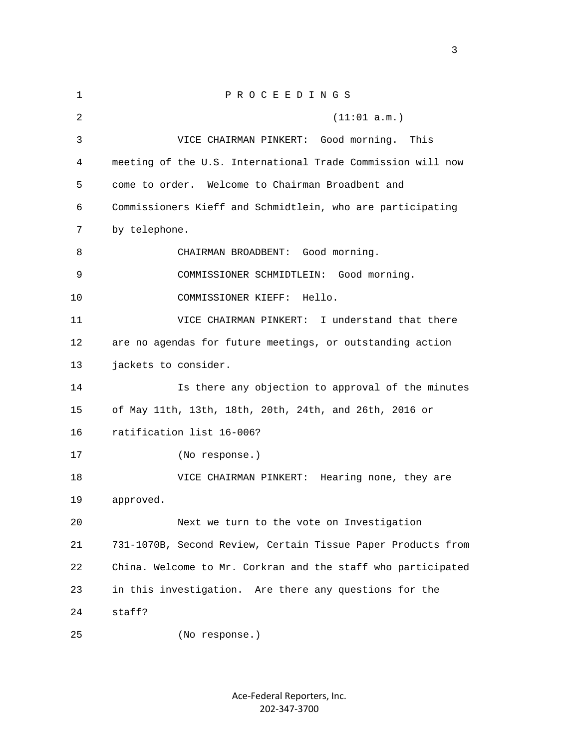P R O C E E D I N G S

(11:01 a.m.)

VICE CHAIRMAN PINKERT: Good morning. This meeting of the U.S. International Trade Commission will now come to order. Welcome to Chairman Broadbent and Commissioners Kieff and Schmidtlein, who are participating by telephone.

CHAIRMAN BROADBENT: Good morning.

COMMISSIONER SCHMIDTLEIN: Good morning.

COMMISSIONER KIEFF: Hello.

VICE CHAIRMAN PINKERT: I understand that there are no agendas for future meetings, or outstanding action jackets to consider.

Is there any objection to approval of the minutes of May 11th, 13th, 18th, 20th, 24th, and 26th, 2016 or ratification list 16-006?

(No response.)

VICE CHAIRMAN PINKERT: Hearing none, they are approved.

Next we turn to the vote on Investigation 731-1070B, Second Review, Certain Tissue Paper Products from China. Welcome to Mr. Corkran and the staff who participated in this investigation. Are there any questions for the staff?

(No response.)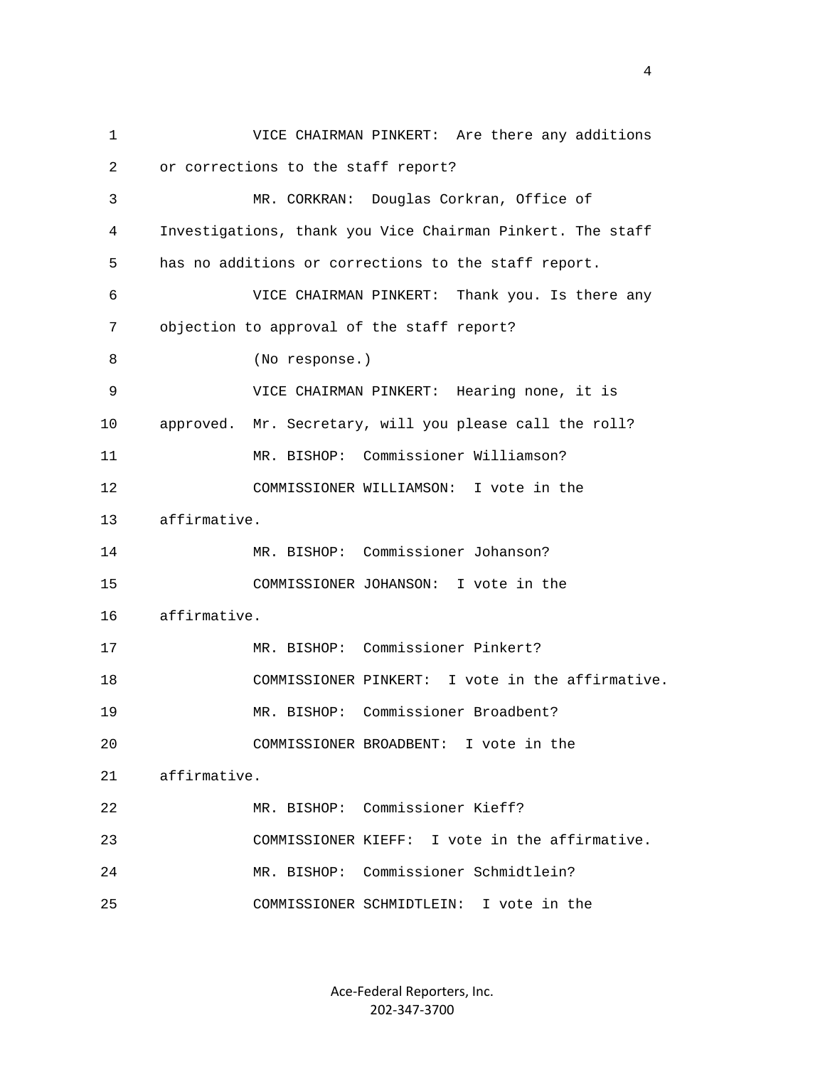VICE CHAIRMAN PINKERT: Are there any additions or corrections to the staff report?

MR. CORKRAN: Douglas Corkran, Office of Investigations, thank you Vice Chairman Pinkert. The staff has no additions or corrections to the staff report.

VICE CHAIRMAN PINKERT: Thank you. Is there any objection to approval of the staff report?

(No response.)

VICE CHAIRMAN PINKERT: Hearing none, it is approved. Mr. Secretary, will you please call the roll?

MR. BISHOP: Commissioner Williamson?

COMMISSIONER WILLIAMSON: I vote in the affirmative.

MR. BISHOP: Commissioner Johanson?

COMMISSIONER JOHANSON: I vote in the affirmative.

MR. BISHOP: Commissioner Pinkert?

COMMISSIONER PINKERT: I vote in the affirmative.

MR. BISHOP: Commissioner Broadbent?

COMMISSIONER BROADBENT: I vote in the affirmative.

MR. BISHOP: Commissioner Kieff?

COMMISSIONER KIEFF: I vote in the affirmative.

MR. BISHOP: Commissioner Schmidtlein?

COMMISSIONER SCHMIDTLEIN: I vote in the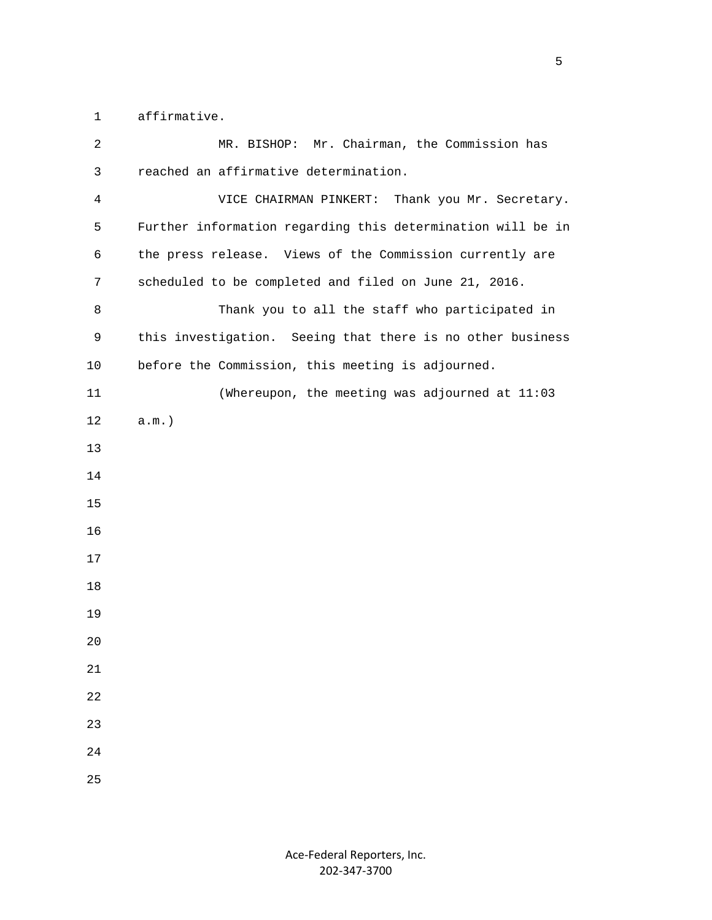affirmative.

MR. BISHOP: Mr. Chairman, the Commission has reached an affirmative determination.

VICE CHAIRMAN PINKERT: Thank you Mr. Secretary. Further information regarding this determination will be in the press release. Views of the Commission currently are scheduled to be completed and filed on June 21, 2016.

Thank you to all the staff who participated in this investigation. Seeing that there is no other business before the Commission, this meeting is adjourned.

(Whereupon, the meeting was adjourned at 11:03 a.m.)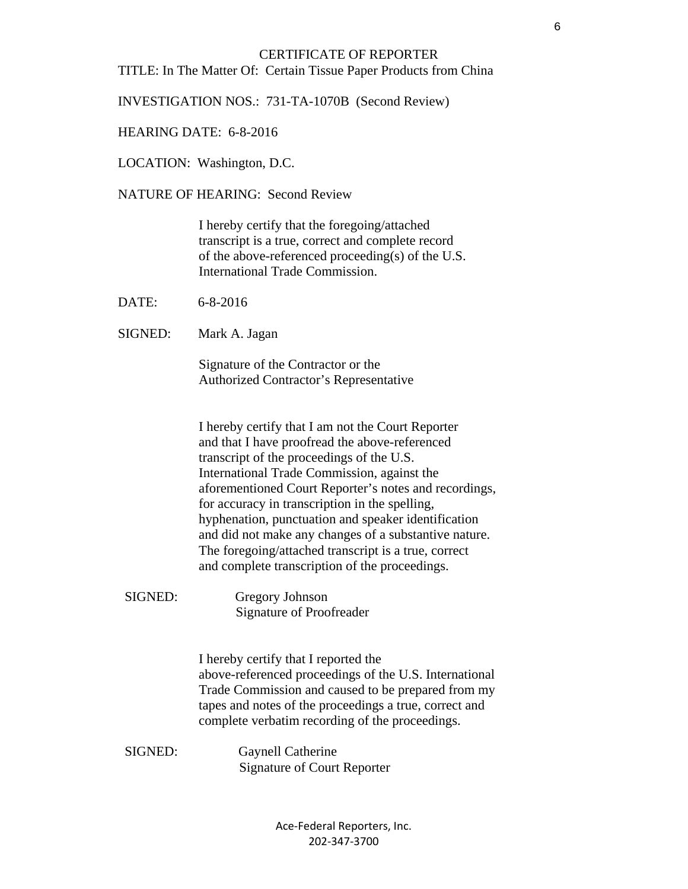# CERTIFICATE OF REPORTER

TITLE: In The Matter Of: Certain Tissue Paper Products from China

INVESTIGATION NOS.: 731-TA-1070B (Second Review)

HEARING DATE: 6-8-2016

LOCATION: Washington, D.C.

NATURE OF HEARING: Second Review

I hereby certify that the foregoing/attached transcript is a true, correct and complete record of the above-referenced proceeding(s) of the U.S. International Trade Commission.

DATE: 6-8-2016

SIGNED: Mark A. Jagan

Signature of the Contractor or the Authorized Contractor's Representative

I hereby certify that I am not the Court Reporter and that I have proofread the above-referenced transcript of the proceedings of the U.S. International Trade Commission, against the aforementioned Court Reporter's notes and recordings, for accuracy in transcription in the spelling, hyphenation, punctuation and speaker identification and did not make any changes of a substantive nature. The foregoing/attached transcript is a true, correct and complete transcription of the proceedings.

SIGNED: Gregory Johnson
Signature of Proofreader

I hereby certify that I reported the above-referenced proceedings of the U.S. International Trade Commission and caused to be prepared from my tapes and notes of the proceedings a true, correct and complete verbatim recording of the proceedings.

SIGNED: Gaynell Catherine
Signature of Court Reporter